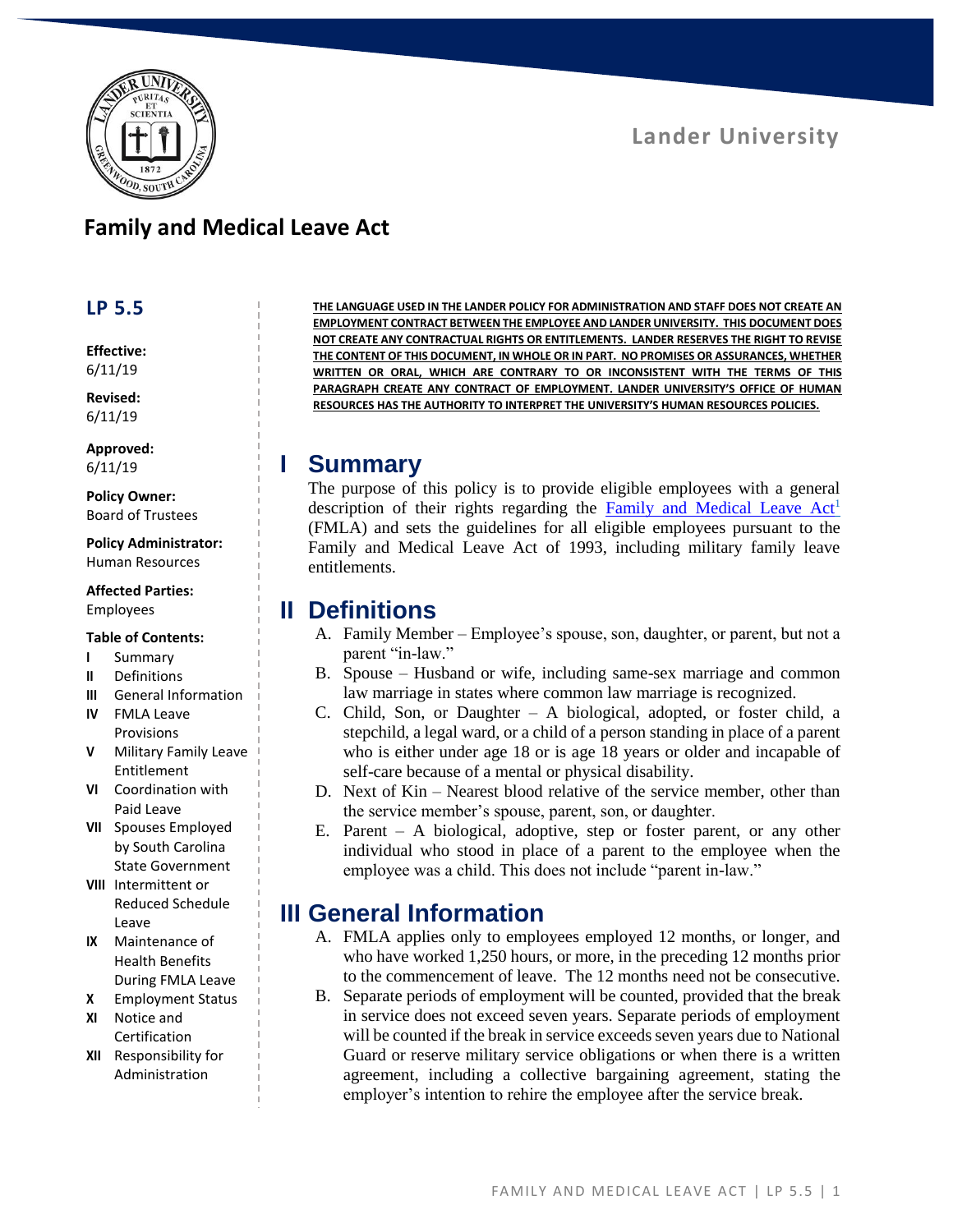Lander University

# Family and Medical Leave Act

## LP 5.5

**Effective:**
6/11/19

**Revised:**
6/11/19

**Approved:**
6/11/19

**Policy Owner:**
Board of Trustees

**Policy Administrator:**
Human Resources

**Affected Parties:**
Employees

**Table of Contents:**

- **I** Summary
- **II** Definitions
- **III** General Information
- **IV** FMLA Leave Provisions
- **V** Military Family Leave Entitlement
- **VI** Coordination with Paid Leave
- **VII** Spouses Employed by South Carolina State Government
- **VIII** Intermittent or Reduced Schedule Leave
- **IX** Maintenance of Health Benefits During FMLA Leave
- **X** Employment Status
- **XI** Notice and Certification
- **XII** Responsibility for Administration

**THE LANGUAGE USED IN THE LANDER POLICY FOR ADMINISTRATION AND STAFF DOES NOT CREATE AN EMPLOYMENT CONTRACT BETWEEN THE EMPLOYEE AND LANDER UNIVERSITY. THIS DOCUMENT DOES NOT CREATE ANY CONTRACTUAL RIGHTS OR ENTITLEMENTS. LANDER RESERVES THE RIGHT TO REVISE THE CONTENT OF THIS DOCUMENT, IN WHOLE OR IN PART. NO PROMISES OR ASSURANCES, WHETHER WRITTEN OR ORAL, WHICH ARE CONTRARY TO OR INCONSISTENT WITH THE TERMS OF THIS PARAGRAPH CREATE ANY CONTRACT OF EMPLOYMENT. LANDER UNIVERSITY'S OFFICE OF HUMAN RESOURCES HAS THE AUTHORITY TO INTERPRET THE UNIVERSITY'S HUMAN RESOURCES POLICIES.**

## I Summary

The purpose of this policy is to provide eligible employees with a general description of their rights regarding the Family and Medical Leave Act[1] (FMLA) and sets the guidelines for all eligible employees pursuant to the Family and Medical Leave Act of 1993, including military family leave entitlements.

## II Definitions

A. Family Member – Employee's spouse, son, daughter, or parent, but not a parent "in-law."

B. Spouse – Husband or wife, including same-sex marriage and common law marriage in states where common law marriage is recognized.

C. Child, Son, or Daughter – A biological, adopted, or foster child, a stepchild, a legal ward, or a child of a person standing in place of a parent who is either under age 18 or is age 18 years or older and incapable of self-care because of a mental or physical disability.

D. Next of Kin – Nearest blood relative of the service member, other than the service member's spouse, parent, son, or daughter.

E. Parent – A biological, adoptive, step or foster parent, or any other individual who stood in place of a parent to the employee when the employee was a child. This does not include "parent in-law."

## III General Information

A. FMLA applies only to employees employed 12 months, or longer, and who have worked 1,250 hours, or more, in the preceding 12 months prior to the commencement of leave. The 12 months need not be consecutive.

B. Separate periods of employment will be counted, provided that the break in service does not exceed seven years. Separate periods of employment will be counted if the break in service exceeds seven years due to National Guard or reserve military service obligations or when there is a written agreement, including a collective bargaining agreement, stating the employer's intention to rehire the employee after the service break.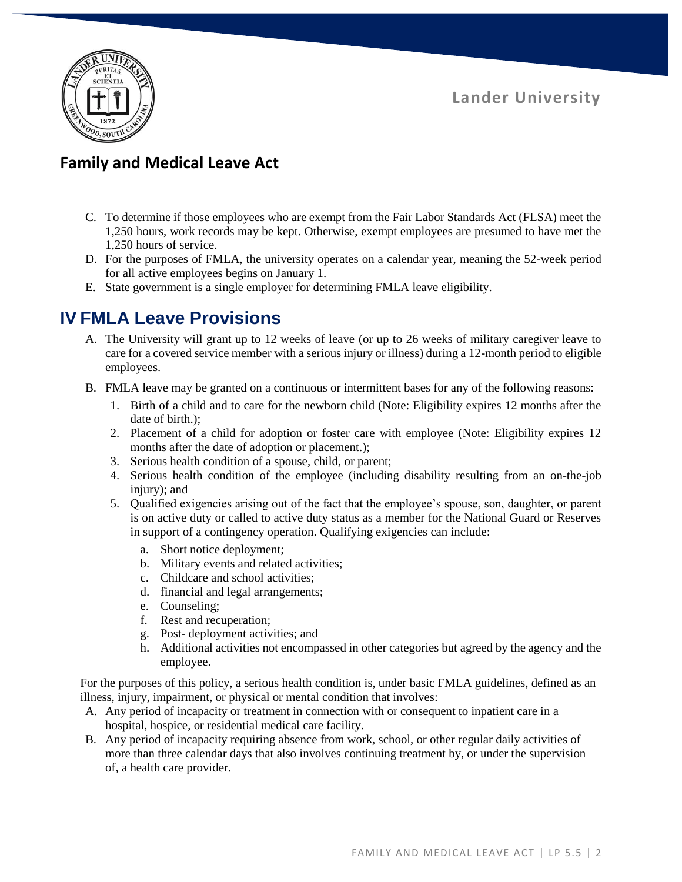C. To determine if those employees who are exempt from the Fair Labor Standards Act (FLSA) meet the 1,250 hours, work records may be kept. Otherwise, exempt employees are presumed to have met the 1,250 hours of service.

D. For the purposes of FMLA, the university operates on a calendar year, meaning the 52-week period for all active employees begins on January 1.

E. State government is a single employer for determining FMLA leave eligibility.

## IV FMLA Leave Provisions

A. The University will grant up to 12 weeks of leave (or up to 26 weeks of military caregiver leave to care for a covered service member with a serious injury or illness) during a 12-month period to eligible employees.

B. FMLA leave may be granted on a continuous or intermittent bases for any of the following reasons:

1. Birth of a child and to care for the newborn child (Note: Eligibility expires 12 months after the date of birth.);
2. Placement of a child for adoption or foster care with employee (Note: Eligibility expires 12 months after the date of adoption or placement.);
3. Serious health condition of a spouse, child, or parent;
4. Serious health condition of the employee (including disability resulting from an on-the-job injury); and
5. Qualified exigencies arising out of the fact that the employee's spouse, son, daughter, or parent is on active duty or called to active duty status as a member for the National Guard or Reserves in support of a contingency operation. Qualifying exigencies can include:
   a. Short notice deployment;
   b. Military events and related activities;
   c. Childcare and school activities;
   d. financial and legal arrangements;
   e. Counseling;
   f. Rest and recuperation;
   g. Post- deployment activities; and
   h. Additional activities not encompassed in other categories but agreed by the agency and the employee.

For the purposes of this policy, a serious health condition is, under basic FMLA guidelines, defined as an illness, injury, impairment, or physical or mental condition that involves:

A. Any period of incapacity or treatment in connection with or consequent to inpatient care in a hospital, hospice, or residential medical care facility.

B. Any period of incapacity requiring absence from work, school, or other regular daily activities of more than three calendar days that also involves continuing treatment by, or under the supervision of, a health care provider.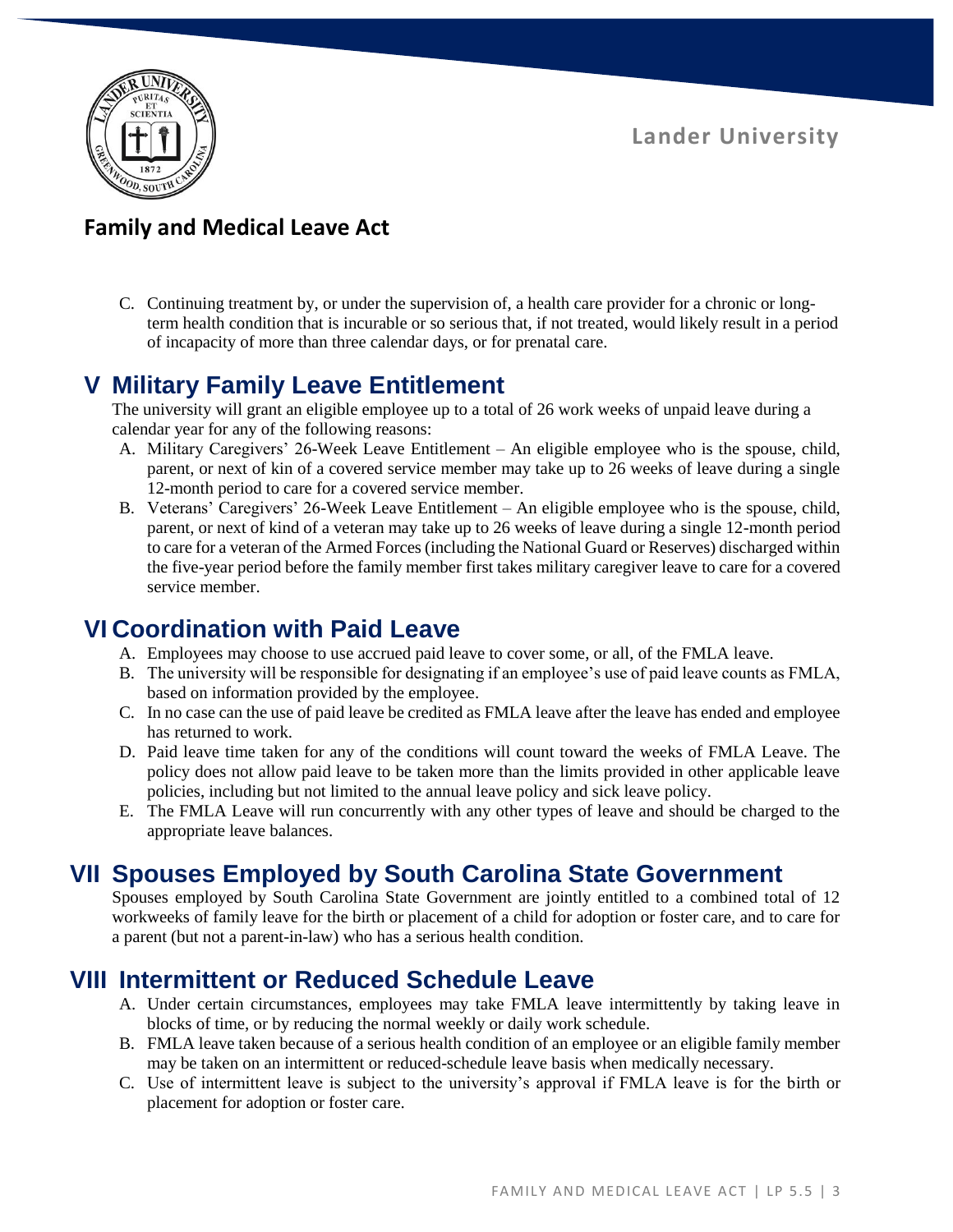C. Continuing treatment by, or under the supervision of, a health care provider for a chronic or long-term health condition that is incurable or so serious that, if not treated, would likely result in a period of incapacity of more than three calendar days, or for prenatal care.

## V Military Family Leave Entitlement

The university will grant an eligible employee up to a total of 26 work weeks of unpaid leave during a calendar year for any of the following reasons:

A. Military Caregivers' 26-Week Leave Entitlement – An eligible employee who is the spouse, child, parent, or next of kin of a covered service member may take up to 26 weeks of leave during a single 12-month period to care for a covered service member.

B. Veterans' Caregivers' 26-Week Leave Entitlement – An eligible employee who is the spouse, child, parent, or next of kind of a veteran may take up to 26 weeks of leave during a single 12-month period to care for a veteran of the Armed Forces (including the National Guard or Reserves) discharged within the five-year period before the family member first takes military caregiver leave to care for a covered service member.

## VI Coordination with Paid Leave

A. Employees may choose to use accrued paid leave to cover some, or all, of the FMLA leave.

B. The university will be responsible for designating if an employee's use of paid leave counts as FMLA, based on information provided by the employee.

C. In no case can the use of paid leave be credited as FMLA leave after the leave has ended and employee has returned to work.

D. Paid leave time taken for any of the conditions will count toward the weeks of FMLA Leave. The policy does not allow paid leave to be taken more than the limits provided in other applicable leave policies, including but not limited to the annual leave policy and sick leave policy.

E. The FMLA Leave will run concurrently with any other types of leave and should be charged to the appropriate leave balances.

## VII Spouses Employed by South Carolina State Government

Spouses employed by South Carolina State Government are jointly entitled to a combined total of 12 workweeks of family leave for the birth or placement of a child for adoption or foster care, and to care for a parent (but not a parent-in-law) who has a serious health condition.

## VIII Intermittent or Reduced Schedule Leave

A. Under certain circumstances, employees may take FMLA leave intermittently by taking leave in blocks of time, or by reducing the normal weekly or daily work schedule.

B. FMLA leave taken because of a serious health condition of an employee or an eligible family member may be taken on an intermittent or reduced-schedule leave basis when medically necessary.

C. Use of intermittent leave is subject to the university's approval if FMLA leave is for the birth or placement for adoption or foster care.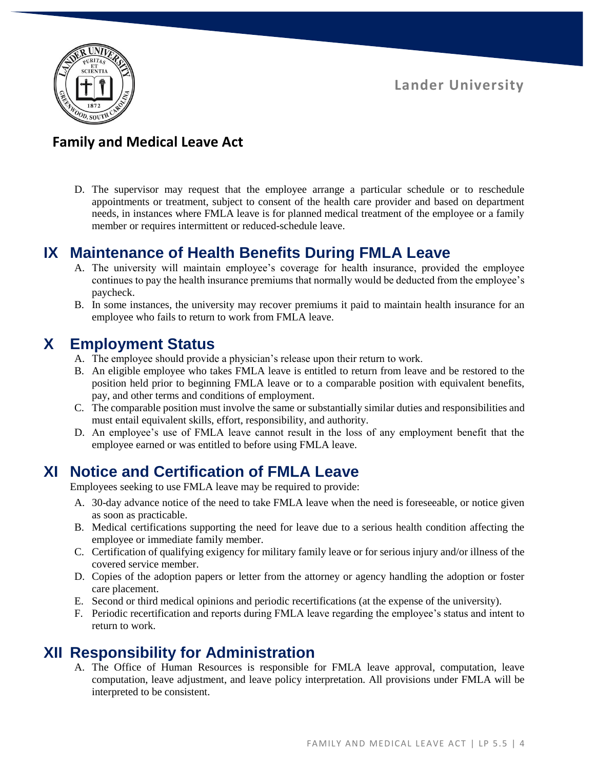D. The supervisor may request that the employee arrange a particular schedule or to reschedule appointments or treatment, subject to consent of the health care provider and based on department needs, in instances where FMLA leave is for planned medical treatment of the employee or a family member or requires intermittent or reduced-schedule leave.

## IX Maintenance of Health Benefits During FMLA Leave

A. The university will maintain employee's coverage for health insurance, provided the employee continues to pay the health insurance premiums that normally would be deducted from the employee's paycheck.
B. In some instances, the university may recover premiums it paid to maintain health insurance for an employee who fails to return to work from FMLA leave.

## X Employment Status

A. The employee should provide a physician's release upon their return to work.
B. An eligible employee who takes FMLA leave is entitled to return from leave and be restored to the position held prior to beginning FMLA leave or to a comparable position with equivalent benefits, pay, and other terms and conditions of employment.
C. The comparable position must involve the same or substantially similar duties and responsibilities and must entail equivalent skills, effort, responsibility, and authority.
D. An employee's use of FMLA leave cannot result in the loss of any employment benefit that the employee earned or was entitled to before using FMLA leave.

## XI Notice and Certification of FMLA Leave

Employees seeking to use FMLA leave may be required to provide:

A. 30-day advance notice of the need to take FMLA leave when the need is foreseeable, or notice given as soon as practicable.
B. Medical certifications supporting the need for leave due to a serious health condition affecting the employee or immediate family member.
C. Certification of qualifying exigency for military family leave or for serious injury and/or illness of the covered service member.
D. Copies of the adoption papers or letter from the attorney or agency handling the adoption or foster care placement.
E. Second or third medical opinions and periodic recertifications (at the expense of the university).
F. Periodic recertification and reports during FMLA leave regarding the employee's status and intent to return to work.

## XII Responsibility for Administration

A. The Office of Human Resources is responsible for FMLA leave approval, computation, leave computation, leave adjustment, and leave policy interpretation. All provisions under FMLA will be interpreted to be consistent.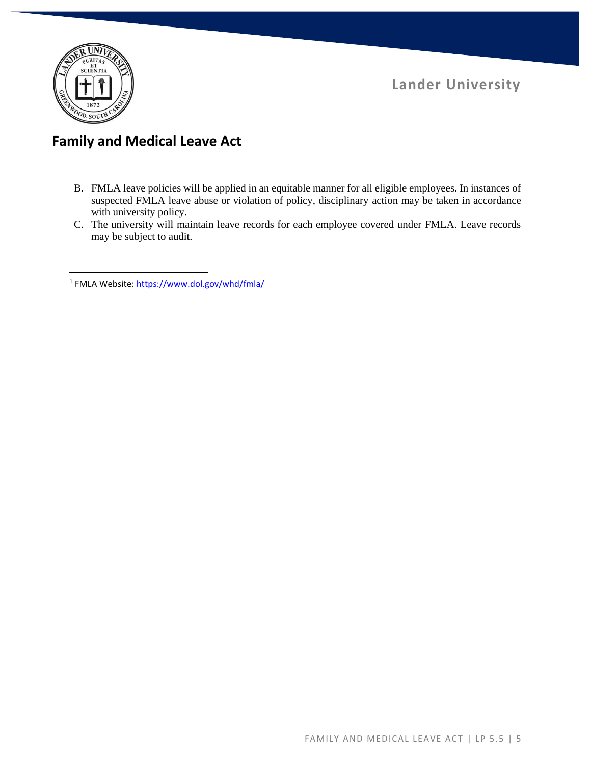B. FMLA leave policies will be applied in an equitable manner for all eligible employees. In instances of suspected FMLA leave abuse or violation of policy, disciplinary action may be taken in accordance with university policy.

C. The university will maintain leave records for each employee covered under FMLA. Leave records may be subject to audit.

[1] FMLA Website: https://www.dol.gov/whd/fmla/